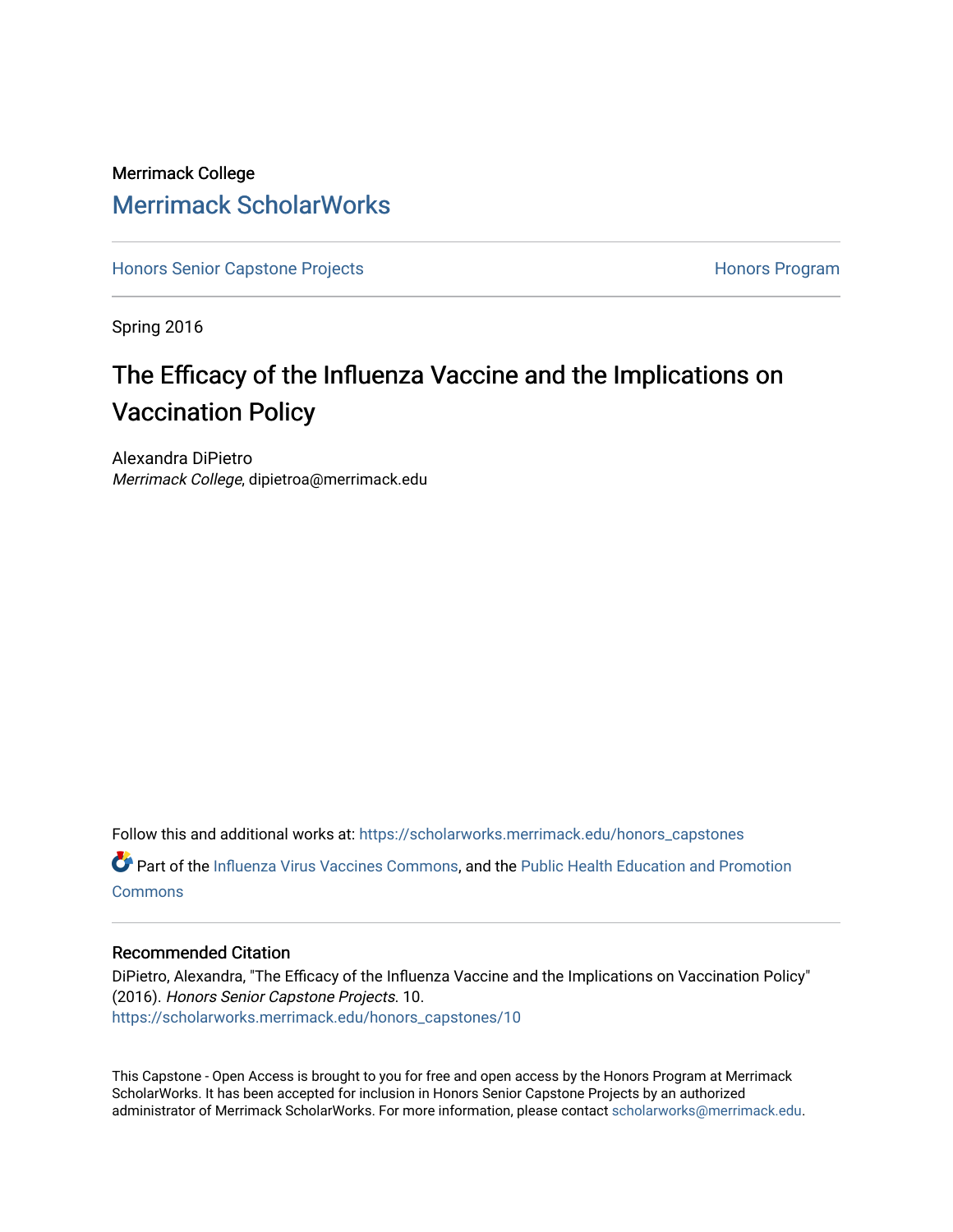Merrimack College

# Merrimack ScholarWorks

Honors Senior Capstone Projects

Honors Program

Spring 2016

## The Efficacy of the Influenza Vaccine and the Implications on Vaccination Policy

Alexandra DiPietro
*Merrimack College*, dipietroa@merrimack.edu

Follow this and additional works at: https://scholarworks.merrimack.edu/honors_capstones

Part of the Influenza Virus Vaccines Commons, and the Public Health Education and Promotion Commons

### Recommended Citation

DiPietro, Alexandra, "The Efficacy of the Influenza Vaccine and the Implications on Vaccination Policy" (2016). *Honors Senior Capstone Projects*. 10.
https://scholarworks.merrimack.edu/honors_capstones/10

This Capstone - Open Access is brought to you for free and open access by the Honors Program at Merrimack ScholarWorks. It has been accepted for inclusion in Honors Senior Capstone Projects by an authorized administrator of Merrimack ScholarWorks. For more information, please contact scholarworks@merrimack.edu.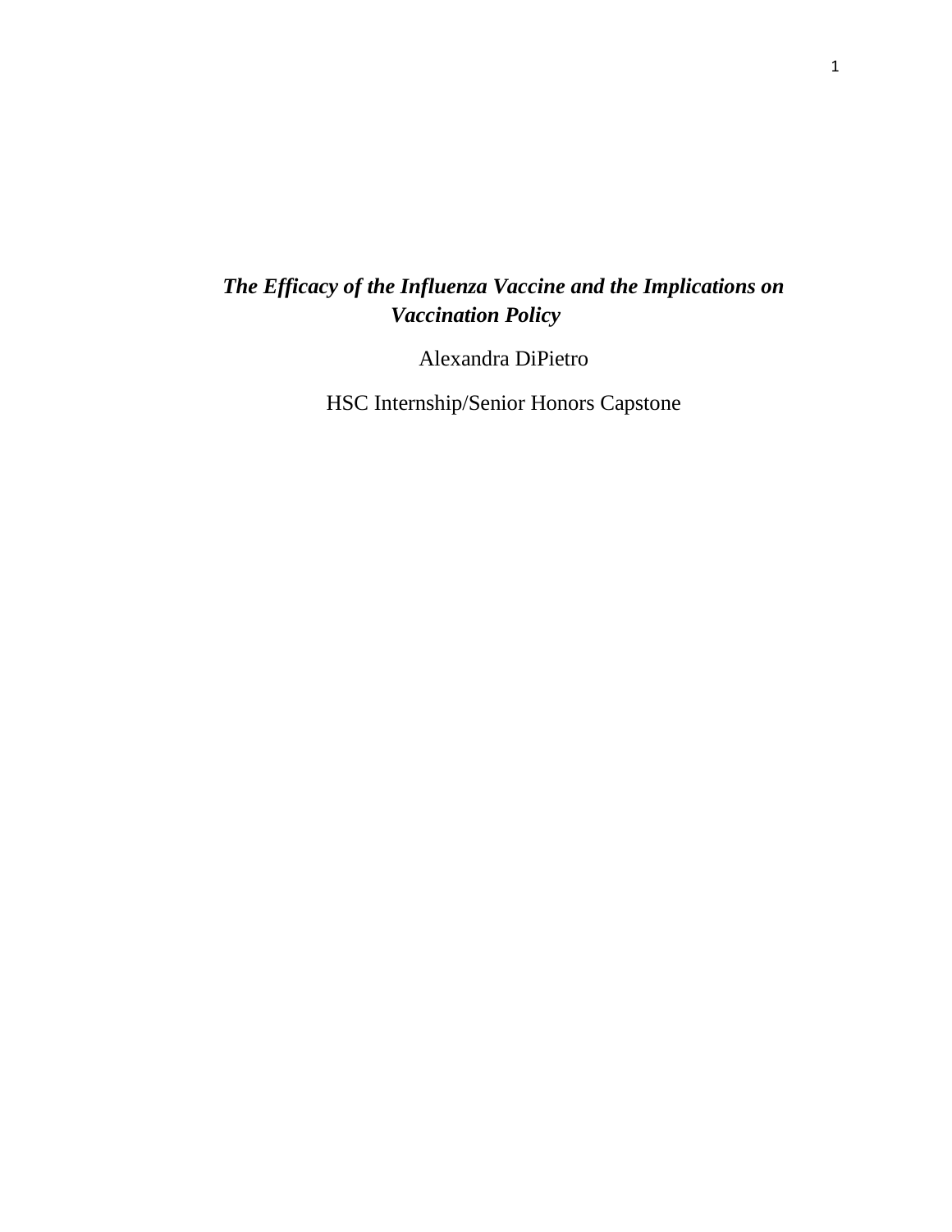***The Efficacy of the Influenza Vaccine and the Implications on Vaccination Policy***

Alexandra DiPietro

HSC Internship/Senior Honors Capstone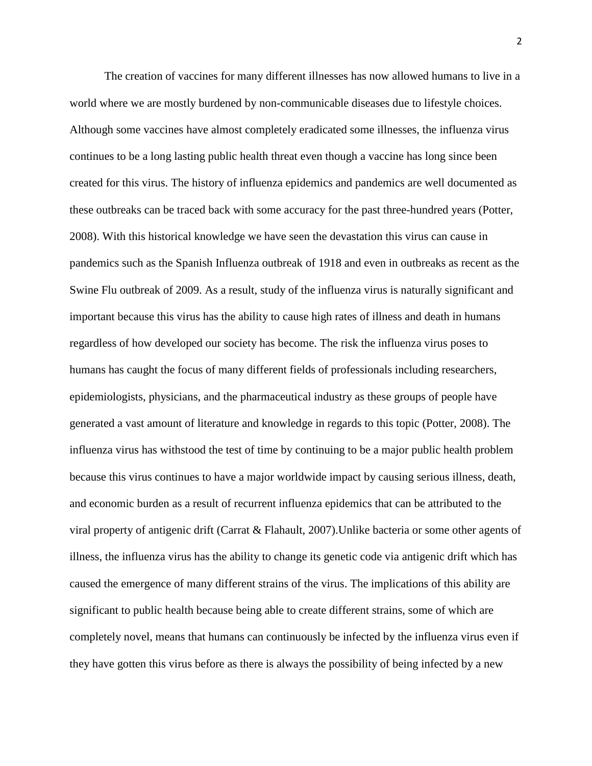The creation of vaccines for many different illnesses has now allowed humans to live in a world where we are mostly burdened by non-communicable diseases due to lifestyle choices. Although some vaccines have almost completely eradicated some illnesses, the influenza virus continues to be a long lasting public health threat even though a vaccine has long since been created for this virus. The history of influenza epidemics and pandemics are well documented as these outbreaks can be traced back with some accuracy for the past three-hundred years (Potter, 2008). With this historical knowledge we have seen the devastation this virus can cause in pandemics such as the Spanish Influenza outbreak of 1918 and even in outbreaks as recent as the Swine Flu outbreak of 2009. As a result, study of the influenza virus is naturally significant and important because this virus has the ability to cause high rates of illness and death in humans regardless of how developed our society has become. The risk the influenza virus poses to humans has caught the focus of many different fields of professionals including researchers, epidemiologists, physicians, and the pharmaceutical industry as these groups of people have generated a vast amount of literature and knowledge in regards to this topic (Potter, 2008). The influenza virus has withstood the test of time by continuing to be a major public health problem because this virus continues to have a major worldwide impact by causing serious illness, death, and economic burden as a result of recurrent influenza epidemics that can be attributed to the viral property of antigenic drift (Carrat & Flahault, 2007).Unlike bacteria or some other agents of illness, the influenza virus has the ability to change its genetic code via antigenic drift which has caused the emergence of many different strains of the virus. The implications of this ability are significant to public health because being able to create different strains, some of which are completely novel, means that humans can continuously be infected by the influenza virus even if they have gotten this virus before as there is always the possibility of being infected by a new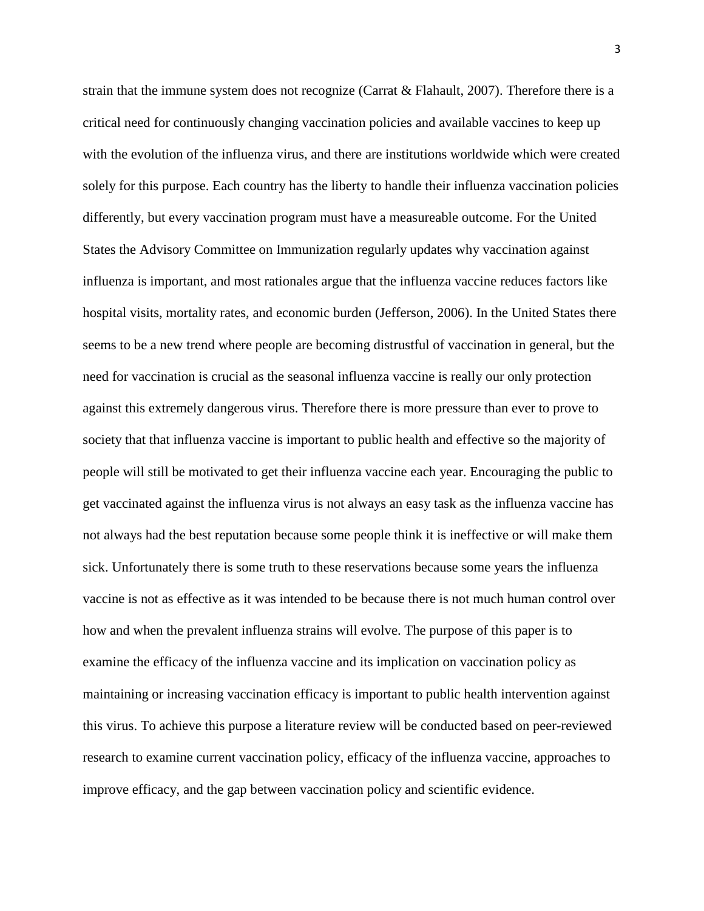strain that the immune system does not recognize (Carrat & Flahault, 2007). Therefore there is a critical need for continuously changing vaccination policies and available vaccines to keep up with the evolution of the influenza virus, and there are institutions worldwide which were created solely for this purpose. Each country has the liberty to handle their influenza vaccination policies differently, but every vaccination program must have a measureable outcome. For the United States the Advisory Committee on Immunization regularly updates why vaccination against influenza is important, and most rationales argue that the influenza vaccine reduces factors like hospital visits, mortality rates, and economic burden (Jefferson, 2006). In the United States there seems to be a new trend where people are becoming distrustful of vaccination in general, but the need for vaccination is crucial as the seasonal influenza vaccine is really our only protection against this extremely dangerous virus. Therefore there is more pressure than ever to prove to society that that influenza vaccine is important to public health and effective so the majority of people will still be motivated to get their influenza vaccine each year. Encouraging the public to get vaccinated against the influenza virus is not always an easy task as the influenza vaccine has not always had the best reputation because some people think it is ineffective or will make them sick. Unfortunately there is some truth to these reservations because some years the influenza vaccine is not as effective as it was intended to be because there is not much human control over how and when the prevalent influenza strains will evolve. The purpose of this paper is to examine the efficacy of the influenza vaccine and its implication on vaccination policy as maintaining or increasing vaccination efficacy is important to public health intervention against this virus. To achieve this purpose a literature review will be conducted based on peer-reviewed research to examine current vaccination policy, efficacy of the influenza vaccine, approaches to improve efficacy, and the gap between vaccination policy and scientific evidence.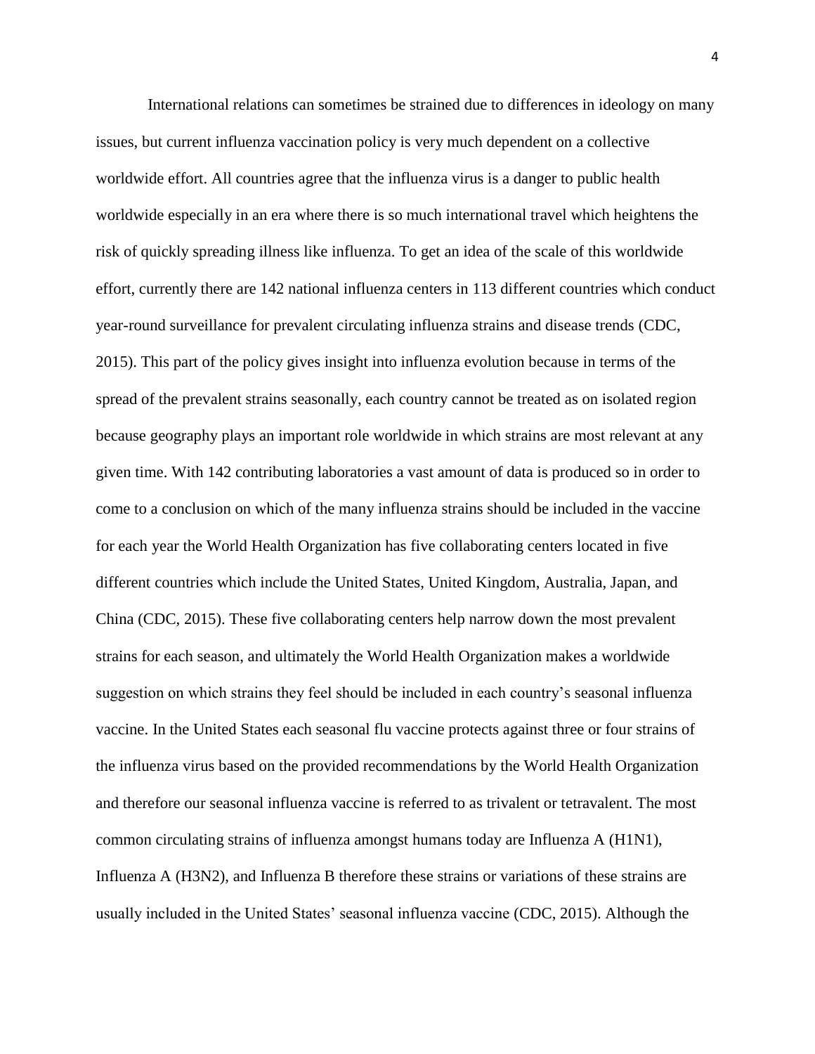International relations can sometimes be strained due to differences in ideology on many issues, but current influenza vaccination policy is very much dependent on a collective worldwide effort. All countries agree that the influenza virus is a danger to public health worldwide especially in an era where there is so much international travel which heightens the risk of quickly spreading illness like influenza. To get an idea of the scale of this worldwide effort, currently there are 142 national influenza centers in 113 different countries which conduct year-round surveillance for prevalent circulating influenza strains and disease trends (CDC, 2015). This part of the policy gives insight into influenza evolution because in terms of the spread of the prevalent strains seasonally, each country cannot be treated as on isolated region because geography plays an important role worldwide in which strains are most relevant at any given time. With 142 contributing laboratories a vast amount of data is produced so in order to come to a conclusion on which of the many influenza strains should be included in the vaccine for each year the World Health Organization has five collaborating centers located in five different countries which include the United States, United Kingdom, Australia, Japan, and China (CDC, 2015). These five collaborating centers help narrow down the most prevalent strains for each season, and ultimately the World Health Organization makes a worldwide suggestion on which strains they feel should be included in each country's seasonal influenza vaccine. In the United States each seasonal flu vaccine protects against three or four strains of the influenza virus based on the provided recommendations by the World Health Organization and therefore our seasonal influenza vaccine is referred to as trivalent or tetravalent. The most common circulating strains of influenza amongst humans today are Influenza A (H1N1), Influenza A (H3N2), and Influenza B therefore these strains or variations of these strains are usually included in the United States' seasonal influenza vaccine (CDC, 2015). Although the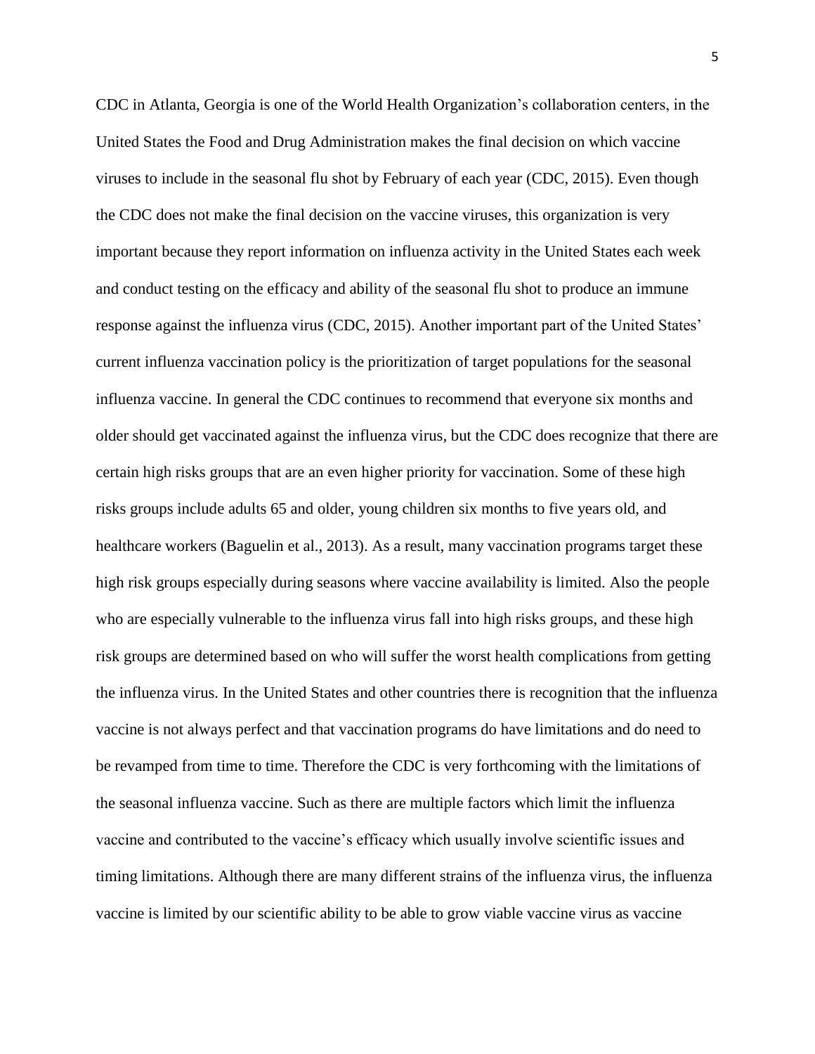CDC in Atlanta, Georgia is one of the World Health Organization's collaboration centers, in the United States the Food and Drug Administration makes the final decision on which vaccine viruses to include in the seasonal flu shot by February of each year (CDC, 2015). Even though the CDC does not make the final decision on the vaccine viruses, this organization is very important because they report information on influenza activity in the United States each week and conduct testing on the efficacy and ability of the seasonal flu shot to produce an immune response against the influenza virus (CDC, 2015). Another important part of the United States' current influenza vaccination policy is the prioritization of target populations for the seasonal influenza vaccine. In general the CDC continues to recommend that everyone six months and older should get vaccinated against the influenza virus, but the CDC does recognize that there are certain high risks groups that are an even higher priority for vaccination. Some of these high risks groups include adults 65 and older, young children six months to five years old, and healthcare workers (Baguelin et al., 2013). As a result, many vaccination programs target these high risk groups especially during seasons where vaccine availability is limited. Also the people who are especially vulnerable to the influenza virus fall into high risks groups, and these high risk groups are determined based on who will suffer the worst health complications from getting the influenza virus. In the United States and other countries there is recognition that the influenza vaccine is not always perfect and that vaccination programs do have limitations and do need to be revamped from time to time. Therefore the CDC is very forthcoming with the limitations of the seasonal influenza vaccine. Such as there are multiple factors which limit the influenza vaccine and contributed to the vaccine's efficacy which usually involve scientific issues and timing limitations. Although there are many different strains of the influenza virus, the influenza vaccine is limited by our scientific ability to be able to grow viable vaccine virus as vaccine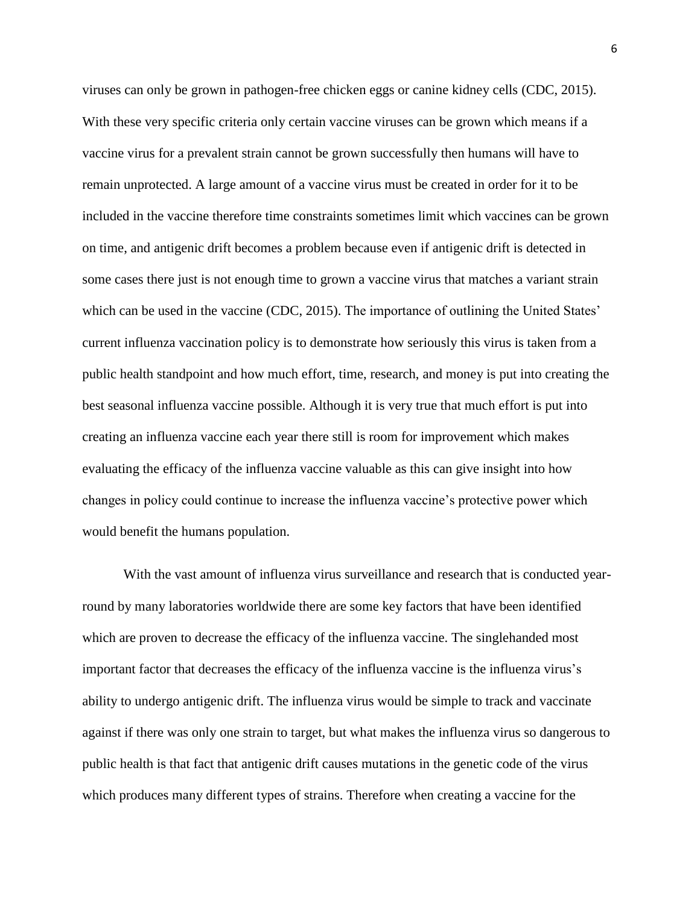viruses can only be grown in pathogen-free chicken eggs or canine kidney cells (CDC, 2015). With these very specific criteria only certain vaccine viruses can be grown which means if a vaccine virus for a prevalent strain cannot be grown successfully then humans will have to remain unprotected. A large amount of a vaccine virus must be created in order for it to be included in the vaccine therefore time constraints sometimes limit which vaccines can be grown on time, and antigenic drift becomes a problem because even if antigenic drift is detected in some cases there just is not enough time to grown a vaccine virus that matches a variant strain which can be used in the vaccine (CDC, 2015). The importance of outlining the United States' current influenza vaccination policy is to demonstrate how seriously this virus is taken from a public health standpoint and how much effort, time, research, and money is put into creating the best seasonal influenza vaccine possible. Although it is very true that much effort is put into creating an influenza vaccine each year there still is room for improvement which makes evaluating the efficacy of the influenza vaccine valuable as this can give insight into how changes in policy could continue to increase the influenza vaccine's protective power which would benefit the humans population.

With the vast amount of influenza virus surveillance and research that is conducted year-round by many laboratories worldwide there are some key factors that have been identified which are proven to decrease the efficacy of the influenza vaccine. The singlehanded most important factor that decreases the efficacy of the influenza vaccine is the influenza virus's ability to undergo antigenic drift. The influenza virus would be simple to track and vaccinate against if there was only one strain to target, but what makes the influenza virus so dangerous to public health is that fact that antigenic drift causes mutations in the genetic code of the virus which produces many different types of strains. Therefore when creating a vaccine for the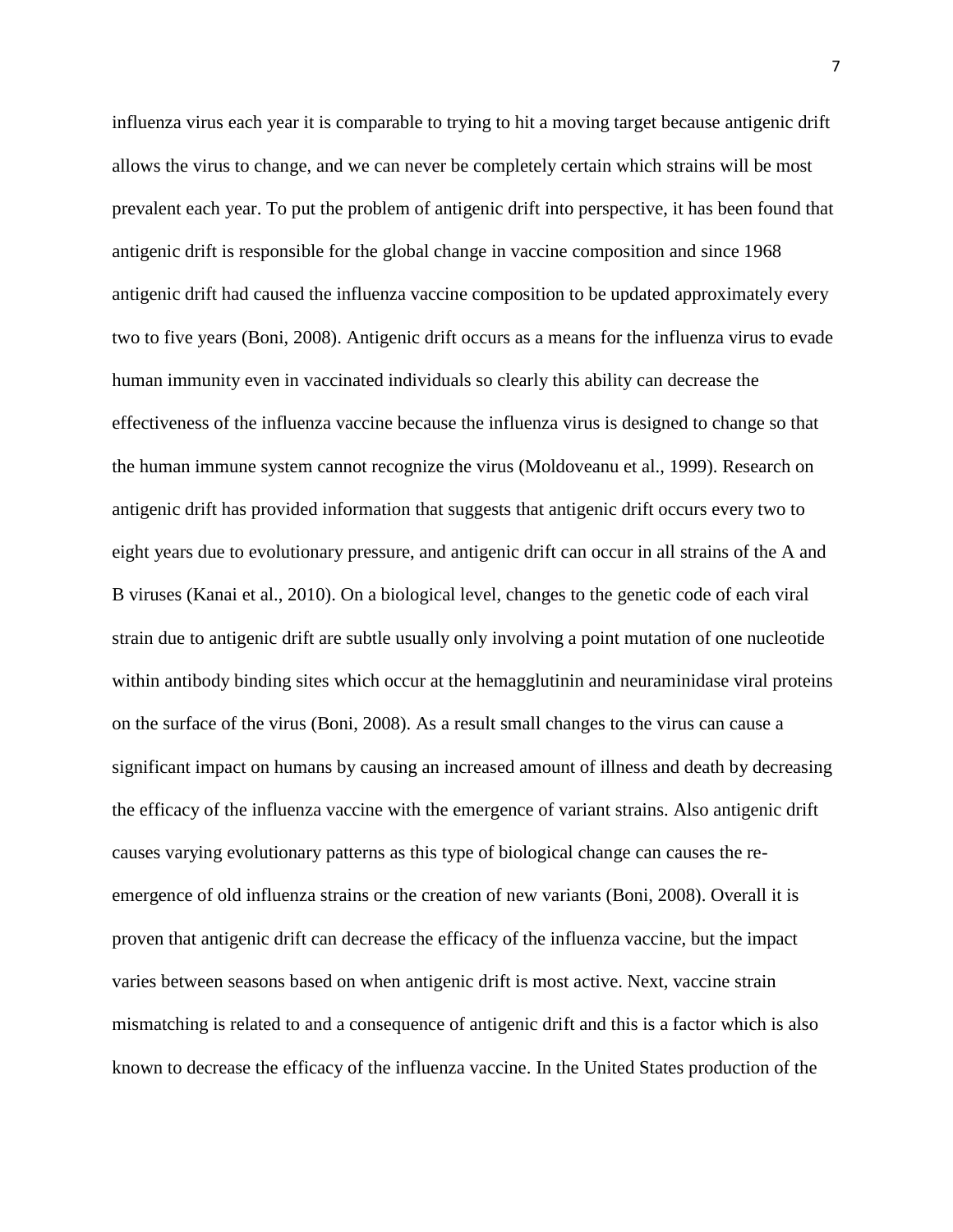influenza virus each year it is comparable to trying to hit a moving target because antigenic drift allows the virus to change, and we can never be completely certain which strains will be most prevalent each year. To put the problem of antigenic drift into perspective, it has been found that antigenic drift is responsible for the global change in vaccine composition and since 1968 antigenic drift had caused the influenza vaccine composition to be updated approximately every two to five years (Boni, 2008). Antigenic drift occurs as a means for the influenza virus to evade human immunity even in vaccinated individuals so clearly this ability can decrease the effectiveness of the influenza vaccine because the influenza virus is designed to change so that the human immune system cannot recognize the virus (Moldoveanu et al., 1999). Research on antigenic drift has provided information that suggests that antigenic drift occurs every two to eight years due to evolutionary pressure, and antigenic drift can occur in all strains of the A and B viruses (Kanai et al., 2010). On a biological level, changes to the genetic code of each viral strain due to antigenic drift are subtle usually only involving a point mutation of one nucleotide within antibody binding sites which occur at the hemagglutinin and neuraminidase viral proteins on the surface of the virus (Boni, 2008). As a result small changes to the virus can cause a significant impact on humans by causing an increased amount of illness and death by decreasing the efficacy of the influenza vaccine with the emergence of variant strains. Also antigenic drift causes varying evolutionary patterns as this type of biological change can causes the re-emergence of old influenza strains or the creation of new variants (Boni, 2008). Overall it is proven that antigenic drift can decrease the efficacy of the influenza vaccine, but the impact varies between seasons based on when antigenic drift is most active. Next, vaccine strain mismatching is related to and a consequence of antigenic drift and this is a factor which is also known to decrease the efficacy of the influenza vaccine. In the United States production of the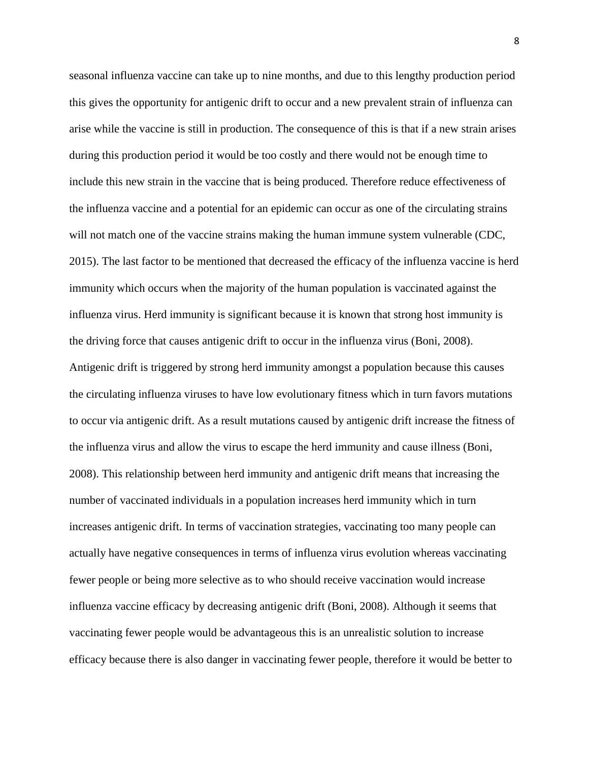seasonal influenza vaccine can take up to nine months, and due to this lengthy production period this gives the opportunity for antigenic drift to occur and a new prevalent strain of influenza can arise while the vaccine is still in production. The consequence of this is that if a new strain arises during this production period it would be too costly and there would not be enough time to include this new strain in the vaccine that is being produced. Therefore reduce effectiveness of the influenza vaccine and a potential for an epidemic can occur as one of the circulating strains will not match one of the vaccine strains making the human immune system vulnerable (CDC, 2015). The last factor to be mentioned that decreased the efficacy of the influenza vaccine is herd immunity which occurs when the majority of the human population is vaccinated against the influenza virus. Herd immunity is significant because it is known that strong host immunity is the driving force that causes antigenic drift to occur in the influenza virus (Boni, 2008). Antigenic drift is triggered by strong herd immunity amongst a population because this causes the circulating influenza viruses to have low evolutionary fitness which in turn favors mutations to occur via antigenic drift. As a result mutations caused by antigenic drift increase the fitness of the influenza virus and allow the virus to escape the herd immunity and cause illness (Boni, 2008). This relationship between herd immunity and antigenic drift means that increasing the number of vaccinated individuals in a population increases herd immunity which in turn increases antigenic drift. In terms of vaccination strategies, vaccinating too many people can actually have negative consequences in terms of influenza virus evolution whereas vaccinating fewer people or being more selective as to who should receive vaccination would increase influenza vaccine efficacy by decreasing antigenic drift (Boni, 2008). Although it seems that vaccinating fewer people would be advantageous this is an unrealistic solution to increase efficacy because there is also danger in vaccinating fewer people, therefore it would be better to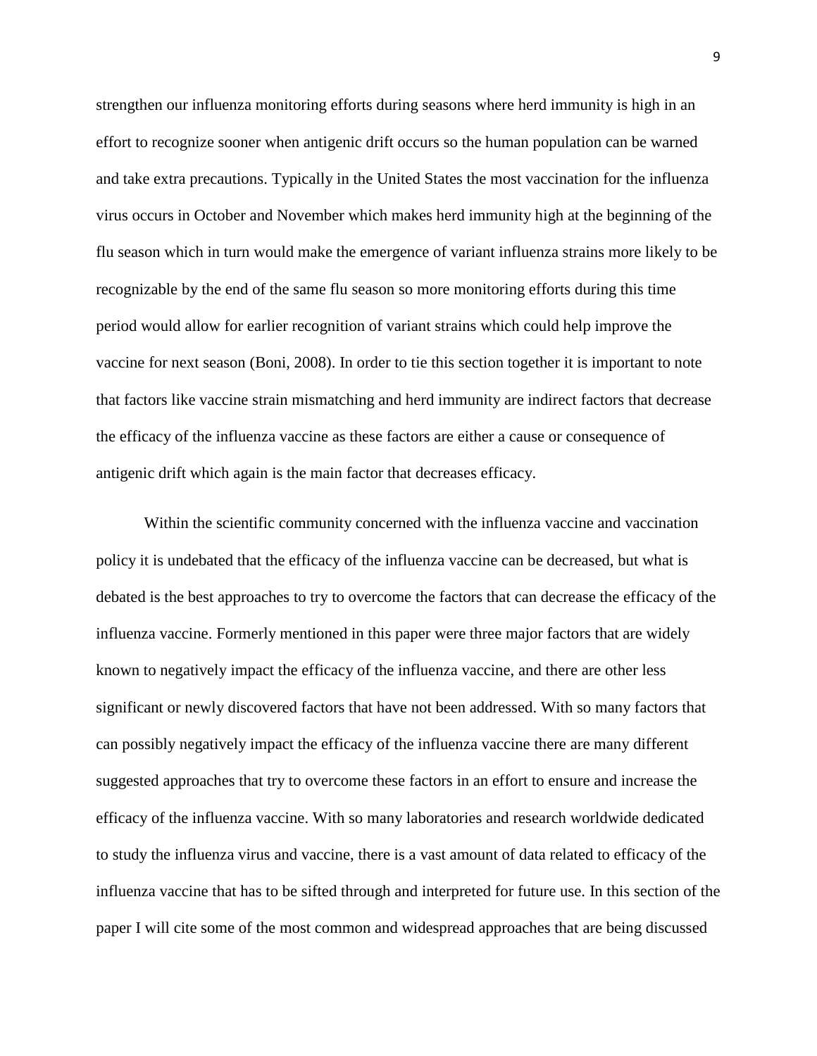strengthen our influenza monitoring efforts during seasons where herd immunity is high in an effort to recognize sooner when antigenic drift occurs so the human population can be warned and take extra precautions. Typically in the United States the most vaccination for the influenza virus occurs in October and November which makes herd immunity high at the beginning of the flu season which in turn would make the emergence of variant influenza strains more likely to be recognizable by the end of the same flu season so more monitoring efforts during this time period would allow for earlier recognition of variant strains which could help improve the vaccine for next season (Boni, 2008). In order to tie this section together it is important to note that factors like vaccine strain mismatching and herd immunity are indirect factors that decrease the efficacy of the influenza vaccine as these factors are either a cause or consequence of antigenic drift which again is the main factor that decreases efficacy.

Within the scientific community concerned with the influenza vaccine and vaccination policy it is undebated that the efficacy of the influenza vaccine can be decreased, but what is debated is the best approaches to try to overcome the factors that can decrease the efficacy of the influenza vaccine. Formerly mentioned in this paper were three major factors that are widely known to negatively impact the efficacy of the influenza vaccine, and there are other less significant or newly discovered factors that have not been addressed. With so many factors that can possibly negatively impact the efficacy of the influenza vaccine there are many different suggested approaches that try to overcome these factors in an effort to ensure and increase the efficacy of the influenza vaccine. With so many laboratories and research worldwide dedicated to study the influenza virus and vaccine, there is a vast amount of data related to efficacy of the influenza vaccine that has to be sifted through and interpreted for future use. In this section of the paper I will cite some of the most common and widespread approaches that are being discussed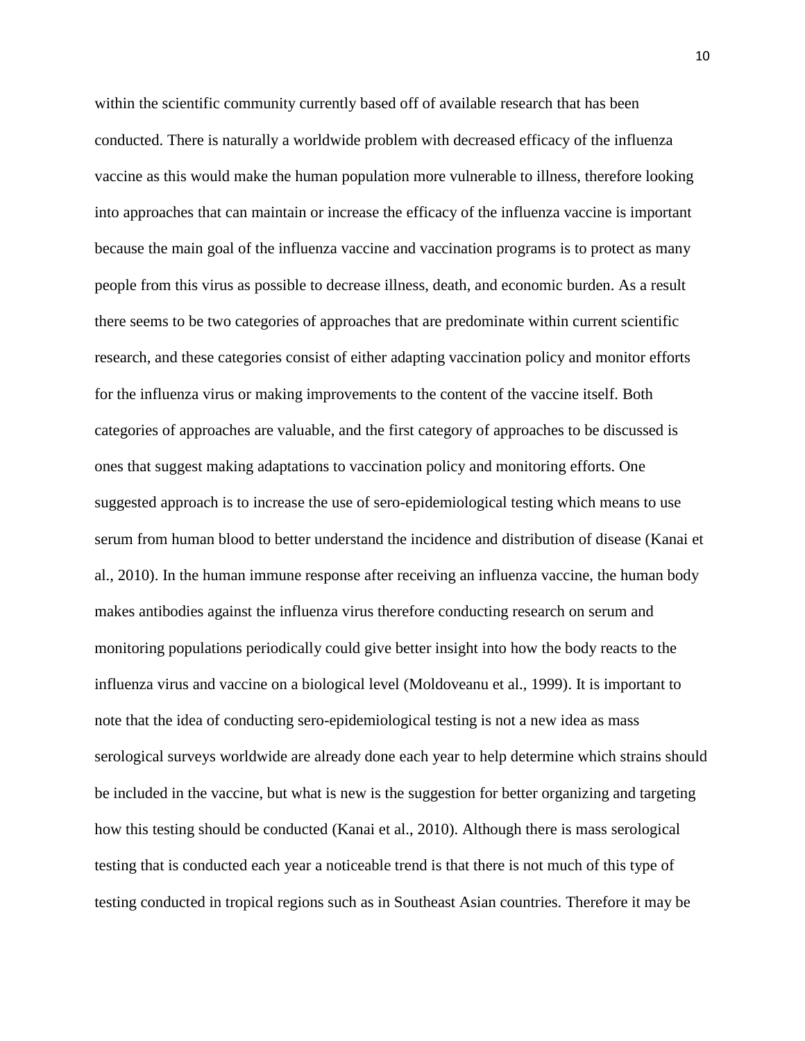within the scientific community currently based off of available research that has been conducted. There is naturally a worldwide problem with decreased efficacy of the influenza vaccine as this would make the human population more vulnerable to illness, therefore looking into approaches that can maintain or increase the efficacy of the influenza vaccine is important because the main goal of the influenza vaccine and vaccination programs is to protect as many people from this virus as possible to decrease illness, death, and economic burden. As a result there seems to be two categories of approaches that are predominate within current scientific research, and these categories consist of either adapting vaccination policy and monitor efforts for the influenza virus or making improvements to the content of the vaccine itself. Both categories of approaches are valuable, and the first category of approaches to be discussed is ones that suggest making adaptations to vaccination policy and monitoring efforts. One suggested approach is to increase the use of sero-epidemiological testing which means to use serum from human blood to better understand the incidence and distribution of disease (Kanai et al., 2010). In the human immune response after receiving an influenza vaccine, the human body makes antibodies against the influenza virus therefore conducting research on serum and monitoring populations periodically could give better insight into how the body reacts to the influenza virus and vaccine on a biological level (Moldoveanu et al., 1999). It is important to note that the idea of conducting sero-epidemiological testing is not a new idea as mass serological surveys worldwide are already done each year to help determine which strains should be included in the vaccine, but what is new is the suggestion for better organizing and targeting how this testing should be conducted (Kanai et al., 2010). Although there is mass serological testing that is conducted each year a noticeable trend is that there is not much of this type of testing conducted in tropical regions such as in Southeast Asian countries. Therefore it may be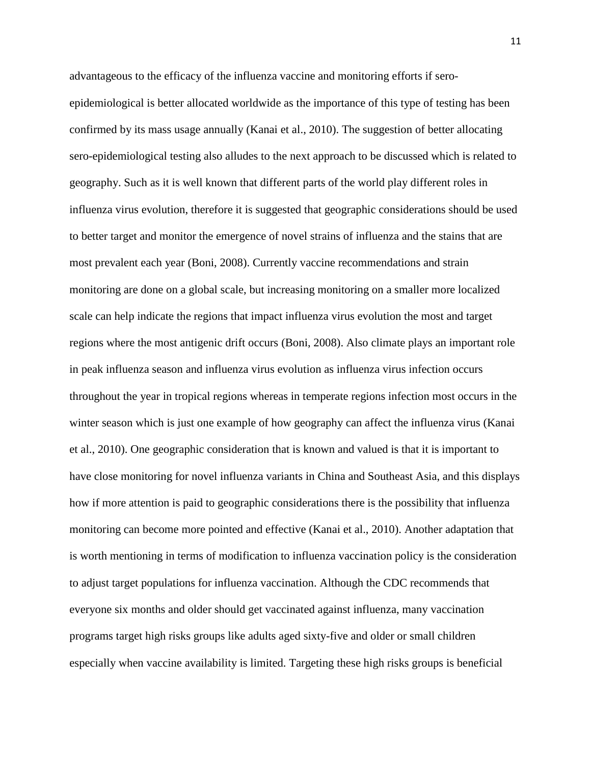advantageous to the efficacy of the influenza vaccine and monitoring efforts if sero-epidemiological is better allocated worldwide as the importance of this type of testing has been confirmed by its mass usage annually (Kanai et al., 2010). The suggestion of better allocating sero-epidemiological testing also alludes to the next approach to be discussed which is related to geography. Such as it is well known that different parts of the world play different roles in influenza virus evolution, therefore it is suggested that geographic considerations should be used to better target and monitor the emergence of novel strains of influenza and the stains that are most prevalent each year (Boni, 2008). Currently vaccine recommendations and strain monitoring are done on a global scale, but increasing monitoring on a smaller more localized scale can help indicate the regions that impact influenza virus evolution the most and target regions where the most antigenic drift occurs (Boni, 2008). Also climate plays an important role in peak influenza season and influenza virus evolution as influenza virus infection occurs throughout the year in tropical regions whereas in temperate regions infection most occurs in the winter season which is just one example of how geography can affect the influenza virus (Kanai et al., 2010). One geographic consideration that is known and valued is that it is important to have close monitoring for novel influenza variants in China and Southeast Asia, and this displays how if more attention is paid to geographic considerations there is the possibility that influenza monitoring can become more pointed and effective (Kanai et al., 2010). Another adaptation that is worth mentioning in terms of modification to influenza vaccination policy is the consideration to adjust target populations for influenza vaccination. Although the CDC recommends that everyone six months and older should get vaccinated against influenza, many vaccination programs target high risks groups like adults aged sixty-five and older or small children especially when vaccine availability is limited. Targeting these high risks groups is beneficial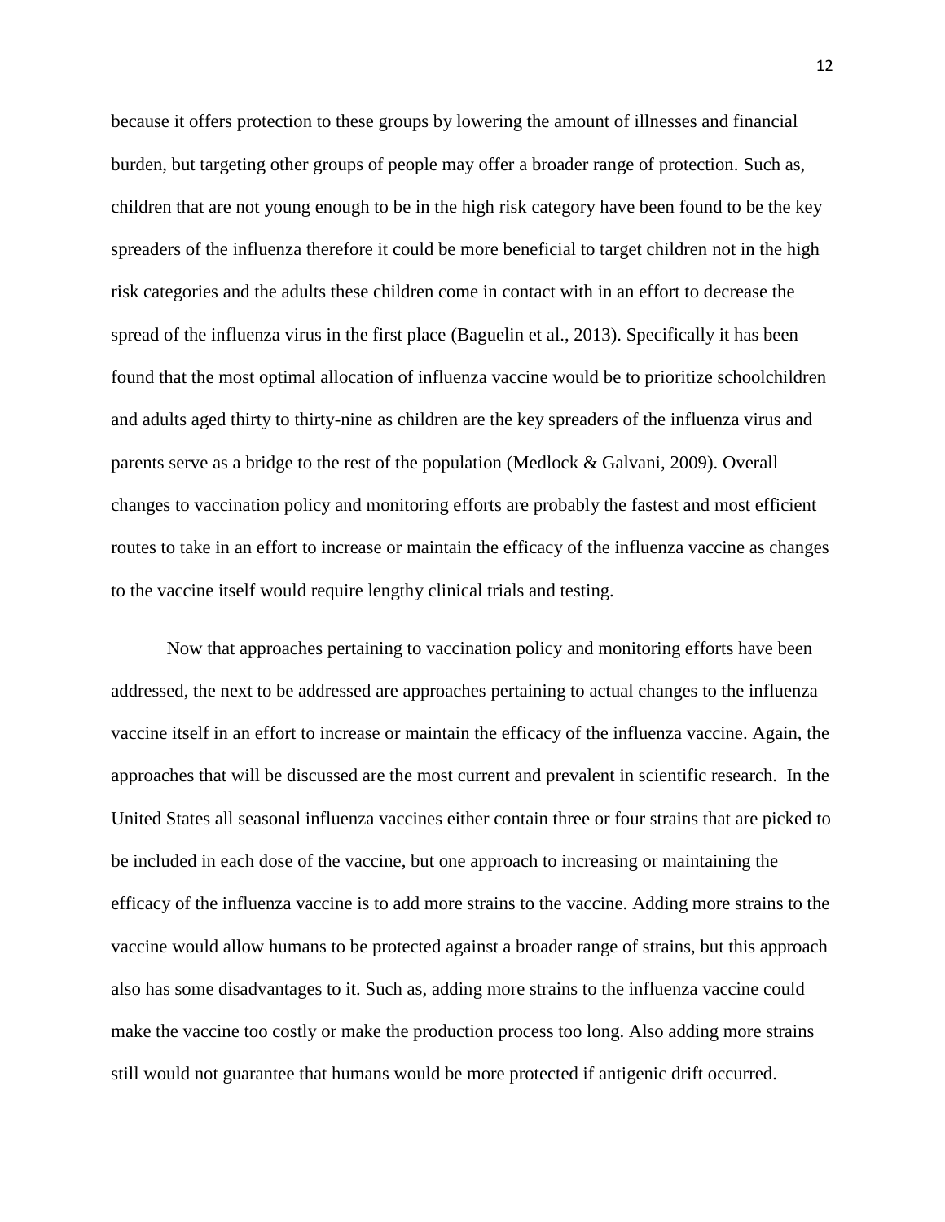because it offers protection to these groups by lowering the amount of illnesses and financial burden, but targeting other groups of people may offer a broader range of protection. Such as, children that are not young enough to be in the high risk category have been found to be the key spreaders of the influenza therefore it could be more beneficial to target children not in the high risk categories and the adults these children come in contact with in an effort to decrease the spread of the influenza virus in the first place (Baguelin et al., 2013). Specifically it has been found that the most optimal allocation of influenza vaccine would be to prioritize schoolchildren and adults aged thirty to thirty-nine as children are the key spreaders of the influenza virus and parents serve as a bridge to the rest of the population (Medlock & Galvani, 2009). Overall changes to vaccination policy and monitoring efforts are probably the fastest and most efficient routes to take in an effort to increase or maintain the efficacy of the influenza vaccine as changes to the vaccine itself would require lengthy clinical trials and testing.

Now that approaches pertaining to vaccination policy and monitoring efforts have been addressed, the next to be addressed are approaches pertaining to actual changes to the influenza vaccine itself in an effort to increase or maintain the efficacy of the influenza vaccine. Again, the approaches that will be discussed are the most current and prevalent in scientific research. In the United States all seasonal influenza vaccines either contain three or four strains that are picked to be included in each dose of the vaccine, but one approach to increasing or maintaining the efficacy of the influenza vaccine is to add more strains to the vaccine. Adding more strains to the vaccine would allow humans to be protected against a broader range of strains, but this approach also has some disadvantages to it. Such as, adding more strains to the influenza vaccine could make the vaccine too costly or make the production process too long. Also adding more strains still would not guarantee that humans would be more protected if antigenic drift occurred.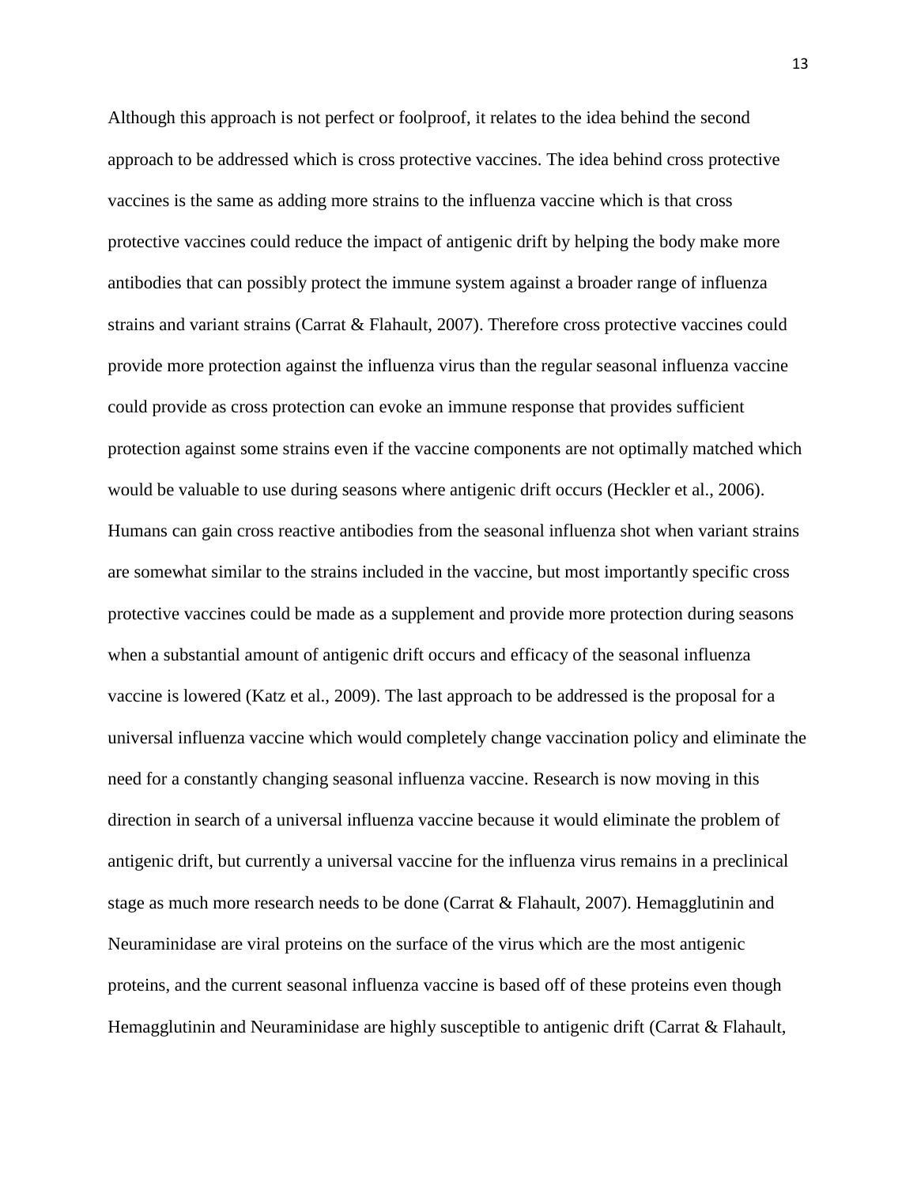Although this approach is not perfect or foolproof, it relates to the idea behind the second approach to be addressed which is cross protective vaccines. The idea behind cross protective vaccines is the same as adding more strains to the influenza vaccine which is that cross protective vaccines could reduce the impact of antigenic drift by helping the body make more antibodies that can possibly protect the immune system against a broader range of influenza strains and variant strains (Carrat & Flahault, 2007). Therefore cross protective vaccines could provide more protection against the influenza virus than the regular seasonal influenza vaccine could provide as cross protection can evoke an immune response that provides sufficient protection against some strains even if the vaccine components are not optimally matched which would be valuable to use during seasons where antigenic drift occurs (Heckler et al., 2006). Humans can gain cross reactive antibodies from the seasonal influenza shot when variant strains are somewhat similar to the strains included in the vaccine, but most importantly specific cross protective vaccines could be made as a supplement and provide more protection during seasons when a substantial amount of antigenic drift occurs and efficacy of the seasonal influenza vaccine is lowered (Katz et al., 2009). The last approach to be addressed is the proposal for a universal influenza vaccine which would completely change vaccination policy and eliminate the need for a constantly changing seasonal influenza vaccine. Research is now moving in this direction in search of a universal influenza vaccine because it would eliminate the problem of antigenic drift, but currently a universal vaccine for the influenza virus remains in a preclinical stage as much more research needs to be done (Carrat & Flahault, 2007). Hemagglutinin and Neuraminidase are viral proteins on the surface of the virus which are the most antigenic proteins, and the current seasonal influenza vaccine is based off of these proteins even though Hemagglutinin and Neuraminidase are highly susceptible to antigenic drift (Carrat & Flahault,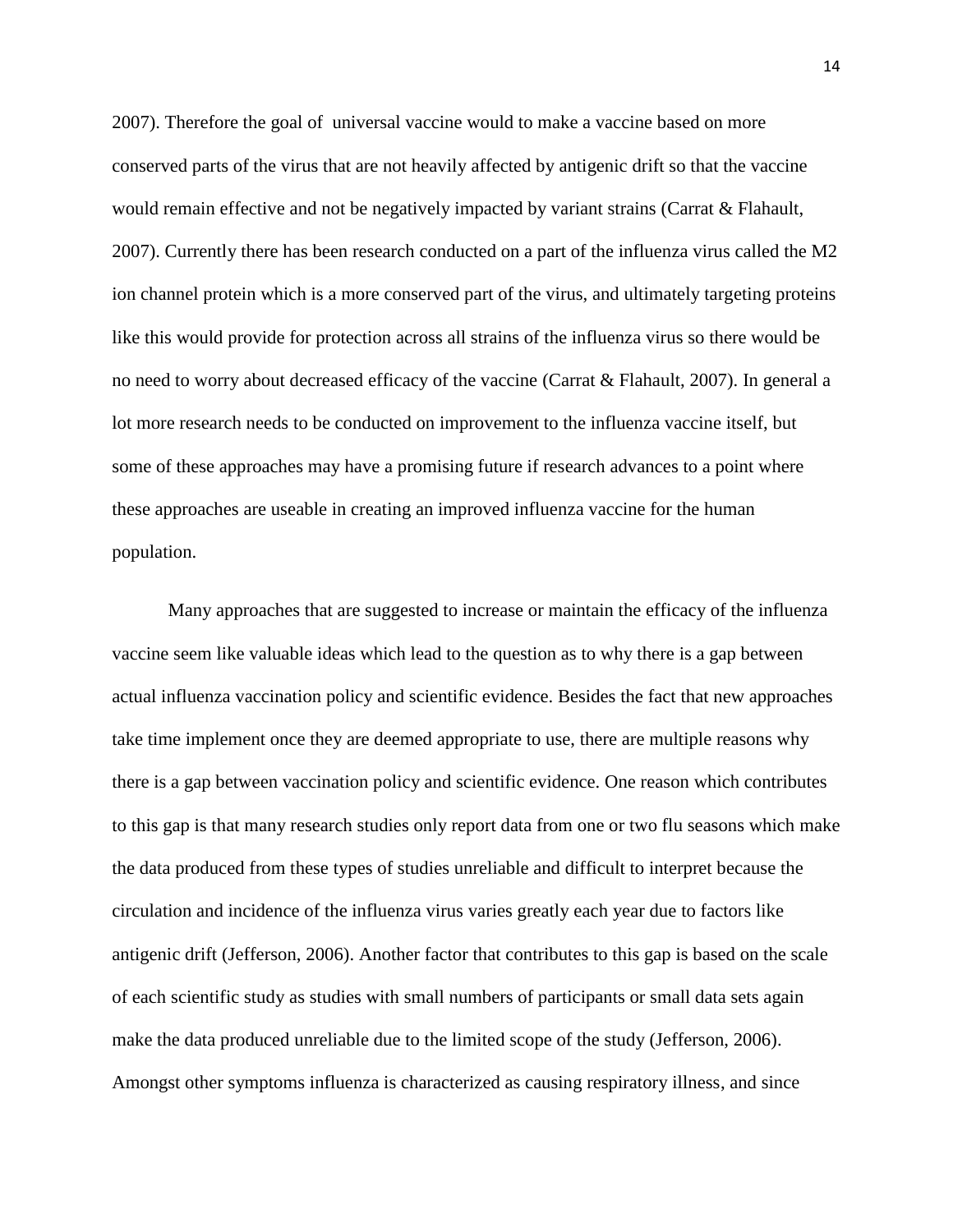2007). Therefore the goal of universal vaccine would to make a vaccine based on more conserved parts of the virus that are not heavily affected by antigenic drift so that the vaccine would remain effective and not be negatively impacted by variant strains (Carrat & Flahault, 2007). Currently there has been research conducted on a part of the influenza virus called the M2 ion channel protein which is a more conserved part of the virus, and ultimately targeting proteins like this would provide for protection across all strains of the influenza virus so there would be no need to worry about decreased efficacy of the vaccine (Carrat & Flahault, 2007). In general a lot more research needs to be conducted on improvement to the influenza vaccine itself, but some of these approaches may have a promising future if research advances to a point where these approaches are useable in creating an improved influenza vaccine for the human population.

Many approaches that are suggested to increase or maintain the efficacy of the influenza vaccine seem like valuable ideas which lead to the question as to why there is a gap between actual influenza vaccination policy and scientific evidence. Besides the fact that new approaches take time implement once they are deemed appropriate to use, there are multiple reasons why there is a gap between vaccination policy and scientific evidence. One reason which contributes to this gap is that many research studies only report data from one or two flu seasons which make the data produced from these types of studies unreliable and difficult to interpret because the circulation and incidence of the influenza virus varies greatly each year due to factors like antigenic drift (Jefferson, 2006). Another factor that contributes to this gap is based on the scale of each scientific study as studies with small numbers of participants or small data sets again make the data produced unreliable due to the limited scope of the study (Jefferson, 2006). Amongst other symptoms influenza is characterized as causing respiratory illness, and since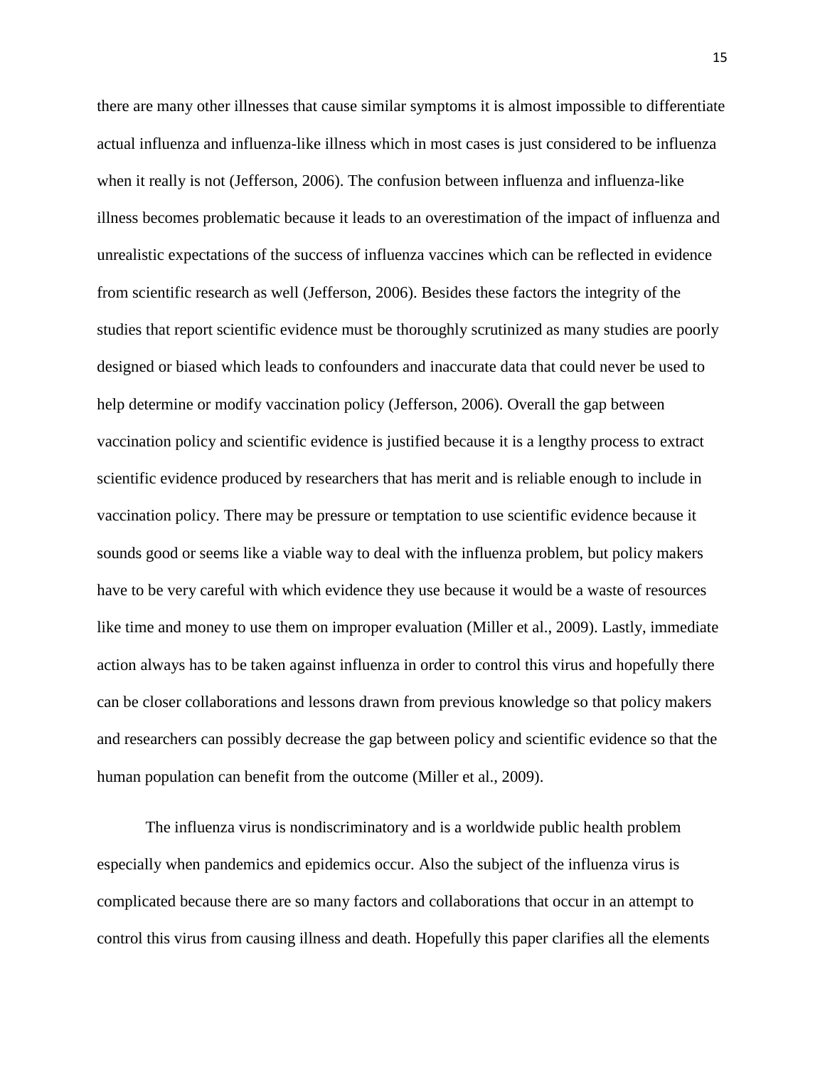there are many other illnesses that cause similar symptoms it is almost impossible to differentiate actual influenza and influenza-like illness which in most cases is just considered to be influenza when it really is not (Jefferson, 2006). The confusion between influenza and influenza-like illness becomes problematic because it leads to an overestimation of the impact of influenza and unrealistic expectations of the success of influenza vaccines which can be reflected in evidence from scientific research as well (Jefferson, 2006). Besides these factors the integrity of the studies that report scientific evidence must be thoroughly scrutinized as many studies are poorly designed or biased which leads to confounders and inaccurate data that could never be used to help determine or modify vaccination policy (Jefferson, 2006). Overall the gap between vaccination policy and scientific evidence is justified because it is a lengthy process to extract scientific evidence produced by researchers that has merit and is reliable enough to include in vaccination policy. There may be pressure or temptation to use scientific evidence because it sounds good or seems like a viable way to deal with the influenza problem, but policy makers have to be very careful with which evidence they use because it would be a waste of resources like time and money to use them on improper evaluation (Miller et al., 2009). Lastly, immediate action always has to be taken against influenza in order to control this virus and hopefully there can be closer collaborations and lessons drawn from previous knowledge so that policy makers and researchers can possibly decrease the gap between policy and scientific evidence so that the human population can benefit from the outcome (Miller et al., 2009).

The influenza virus is nondiscriminatory and is a worldwide public health problem especially when pandemics and epidemics occur. Also the subject of the influenza virus is complicated because there are so many factors and collaborations that occur in an attempt to control this virus from causing illness and death. Hopefully this paper clarifies all the elements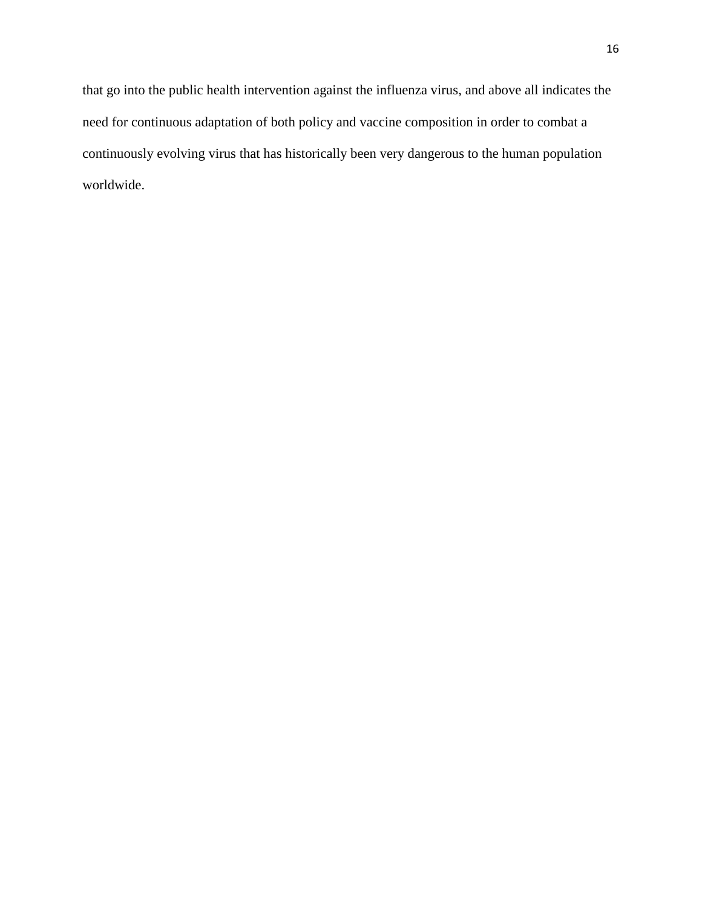that go into the public health intervention against the influenza virus, and above all indicates the need for continuous adaptation of both policy and vaccine composition in order to combat a continuously evolving virus that has historically been very dangerous to the human population worldwide.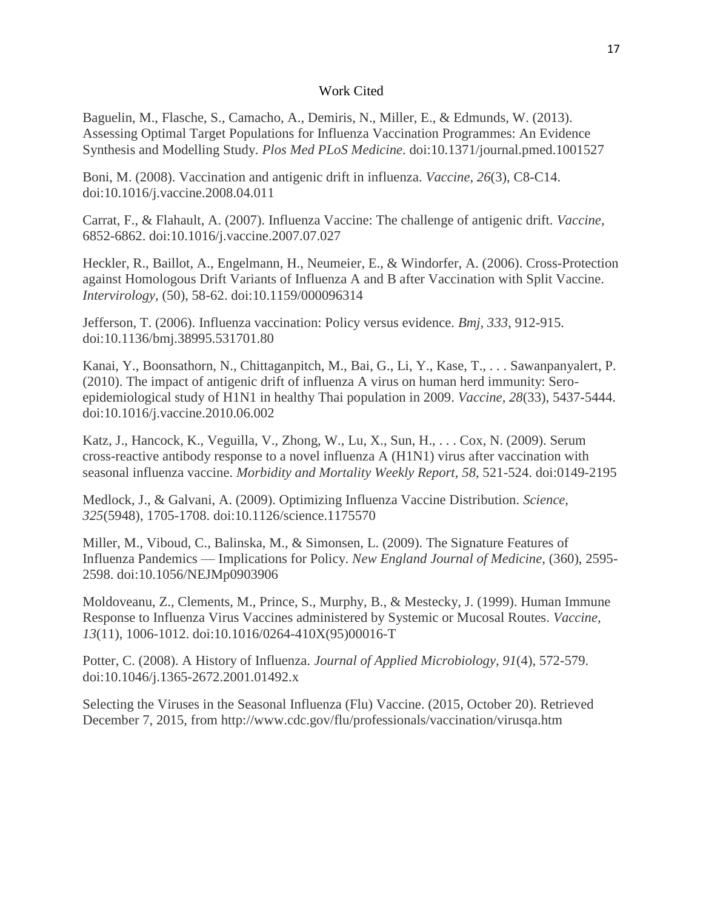# Work Cited

Baguelin, M., Flasche, S., Camacho, A., Demiris, N., Miller, E., & Edmunds, W. (2013). Assessing Optimal Target Populations for Influenza Vaccination Programmes: An Evidence Synthesis and Modelling Study. *Plos Med PLoS Medicine*. doi:10.1371/journal.pmed.1001527

Boni, M. (2008). Vaccination and antigenic drift in influenza. *Vaccine, 26*(3), C8-C14. doi:10.1016/j.vaccine.2008.04.011

Carrat, F., & Flahault, A. (2007). Influenza Vaccine: The challenge of antigenic drift. *Vaccine,* 6852-6862. doi:10.1016/j.vaccine.2007.07.027

Heckler, R., Baillot, A., Engelmann, H., Neumeier, E., & Windorfer, A. (2006). Cross-Protection against Homologous Drift Variants of Influenza A and B after Vaccination with Split Vaccine. *Intervirology,* (50), 58-62. doi:10.1159/000096314

Jefferson, T. (2006). Influenza vaccination: Policy versus evidence. *Bmj, 333,* 912-915. doi:10.1136/bmj.38995.531701.80

Kanai, Y., Boonsathorn, N., Chittaganpitch, M., Bai, G., Li, Y., Kase, T., . . . Sawanpanyalert, P. (2010). The impact of antigenic drift of influenza A virus on human herd immunity: Sero-epidemiological study of H1N1 in healthy Thai population in 2009. *Vaccine, 28*(33), 5437-5444. doi:10.1016/j.vaccine.2010.06.002

Katz, J., Hancock, K., Veguilla, V., Zhong, W., Lu, X., Sun, H., . . . Cox, N. (2009). Serum cross-reactive antibody response to a novel influenza A (H1N1) virus after vaccination with seasonal influenza vaccine. *Morbidity and Mortality Weekly Report, 58*, 521-524. doi:0149-2195

Medlock, J., & Galvani, A. (2009). Optimizing Influenza Vaccine Distribution. *Science, 325*(5948), 1705-1708. doi:10.1126/science.1175570

Miller, M., Viboud, C., Balinska, M., & Simonsen, L. (2009). The Signature Features of Influenza Pandemics — Implications for Policy. *New England Journal of Medicine,* (360), 2595-2598. doi:10.1056/NEJMp0903906

Moldoveanu, Z., Clements, M., Prince, S., Murphy, B., & Mestecky, J. (1999). Human Immune Response to Influenza Virus Vaccines administered by Systemic or Mucosal Routes. *Vaccine, 13*(11), 1006-1012. doi:10.1016/0264-410X(95)00016-T

Potter, C. (2008). A History of Influenza. *Journal of Applied Microbiology, 91*(4), 572-579. doi:10.1046/j.1365-2672.2001.01492.x

Selecting the Viruses in the Seasonal Influenza (Flu) Vaccine. (2015, October 20). Retrieved December 7, 2015, from http://www.cdc.gov/flu/professionals/vaccination/virusqa.htm